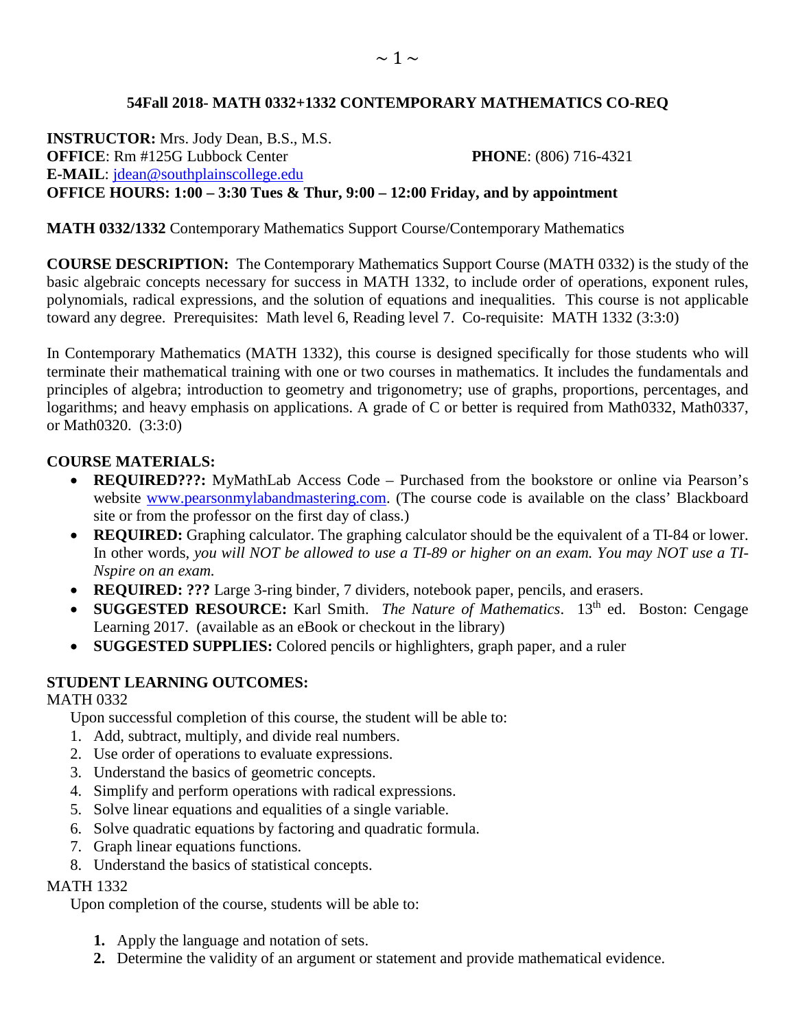# 54Fall 2018- MATH 0332+1332 CONTEMPORARY MATHEMATICS CO-REQ

**INSTRUCTOR:** Mrs. Jody Dean, B.S., M.S.
**OFFICE**: Rm #125G Lubbock Center **PHONE**: (806) 716-4321
**E-MAIL**: jdean@southplainscollege.edu
**OFFICE HOURS: 1:00 – 3:30 Tues & Thur, 9:00 – 12:00 Friday, and by appointment**

**MATH 0332/1332** Contemporary Mathematics Support Course/Contemporary Mathematics

**COURSE DESCRIPTION:** The Contemporary Mathematics Support Course (MATH 0332) is the study of the basic algebraic concepts necessary for success in MATH 1332, to include order of operations, exponent rules, polynomials, radical expressions, and the solution of equations and inequalities. This course is not applicable toward any degree. Prerequisites: Math level 6, Reading level 7. Co-requisite: MATH 1332 (3:3:0)

In Contemporary Mathematics (MATH 1332), this course is designed specifically for those students who will terminate their mathematical training with one or two courses in mathematics. It includes the fundamentals and principles of algebra; introduction to geometry and trigonometry; use of graphs, proportions, percentages, and logarithms; and heavy emphasis on applications. A grade of C or better is required from Math0332, Math0337, or Math0320. (3:3:0)

## COURSE MATERIALS:

- **REQUIRED???:** MyMathLab Access Code – Purchased from the bookstore or online via Pearson's website www.pearsonmylabandmastering.com. (The course code is available on the class' Blackboard site or from the professor on the first day of class.)
- **REQUIRED:** Graphing calculator. The graphing calculator should be the equivalent of a TI-84 or lower. In other words, *you will NOT be allowed to use a TI-89 or higher on an exam. You may NOT use a TI-Nspire on an exam.*
- **REQUIRED: ???** Large 3-ring binder, 7 dividers, notebook paper, pencils, and erasers.
- **SUGGESTED RESOURCE:** Karl Smith. *The Nature of Mathematics*. 13th ed. Boston: Cengage Learning 2017. (available as an eBook or checkout in the library)
- **SUGGESTED SUPPLIES:** Colored pencils or highlighters, graph paper, and a ruler

## STUDENT LEARNING OUTCOMES:

MATH 0332

Upon successful completion of this course, the student will be able to:

1. Add, subtract, multiply, and divide real numbers.
2. Use order of operations to evaluate expressions.
3. Understand the basics of geometric concepts.
4. Simplify and perform operations with radical expressions.
5. Solve linear equations and equalities of a single variable.
6. Solve quadratic equations by factoring and quadratic formula.
7. Graph linear equations functions.
8. Understand the basics of statistical concepts.

MATH 1332

Upon completion of the course, students will be able to:

1. Apply the language and notation of sets.
2. Determine the validity of an argument or statement and provide mathematical evidence.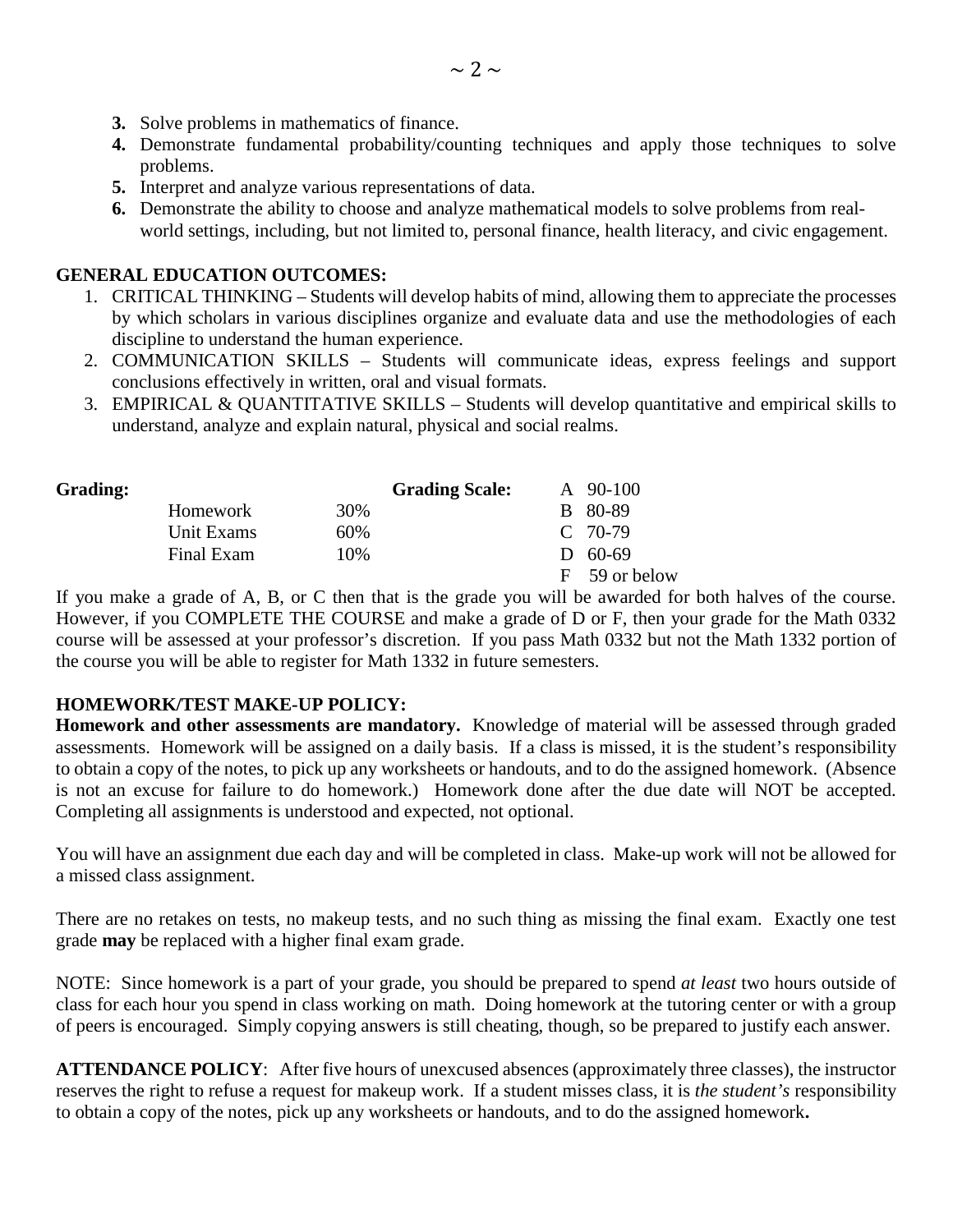3. Solve problems in mathematics of finance.
4. Demonstrate fundamental probability/counting techniques and apply those techniques to solve problems.
5. Interpret and analyze various representations of data.
6. Demonstrate the ability to choose and analyze mathematical models to solve problems from real-world settings, including, but not limited to, personal finance, health literacy, and civic engagement.

**GENERAL EDUCATION OUTCOMES:**

1. CRITICAL THINKING – Students will develop habits of mind, allowing them to appreciate the processes by which scholars in various disciplines organize and evaluate data and use the methodologies of each discipline to understand the human experience.
2. COMMUNICATION SKILLS – Students will communicate ideas, express feelings and support conclusions effectively in written, oral and visual formats.
3. EMPIRICAL & QUANTITATIVE SKILLS – Students will develop quantitative and empirical skills to understand, analyze and explain natural, physical and social realms.

| **Grading:** | | **Grading Scale:** | |
|---|---|---|---|
| Homework | 30% | A | 90-100 |
| Unit Exams | 60% | B | 80-89 |
| Final Exam | 10% | C | 70-79 |
| | | D | 60-69 |
| | | F | 59 or below |

If you make a grade of A, B, or C then that is the grade you will be awarded for both halves of the course. However, if you COMPLETE THE COURSE and make a grade of D or F, then your grade for the Math 0332 course will be assessed at your professor's discretion. If you pass Math 0332 but not the Math 1332 portion of the course you will be able to register for Math 1332 in future semesters.

**HOMEWORK/TEST MAKE-UP POLICY:**

**Homework and other assessments are mandatory.** Knowledge of material will be assessed through graded assessments. Homework will be assigned on a daily basis. If a class is missed, it is the student's responsibility to obtain a copy of the notes, to pick up any worksheets or handouts, and to do the assigned homework. (Absence is not an excuse for failure to do homework.) Homework done after the due date will NOT be accepted. Completing all assignments is understood and expected, not optional.

You will have an assignment due each day and will be completed in class. Make-up work will not be allowed for a missed class assignment.

There are no retakes on tests, no makeup tests, and no such thing as missing the final exam. Exactly one test grade **may** be replaced with a higher final exam grade.

NOTE: Since homework is a part of your grade, you should be prepared to spend *at least* two hours outside of class for each hour you spend in class working on math. Doing homework at the tutoring center or with a group of peers is encouraged. Simply copying answers is still cheating, though, so be prepared to justify each answer.

**ATTENDANCE POLICY**: After five hours of unexcused absences (approximately three classes), the instructor reserves the right to refuse a request for makeup work. If a student misses class, it is *the student's* responsibility to obtain a copy of the notes, pick up any worksheets or handouts, and to do the assigned homework**.**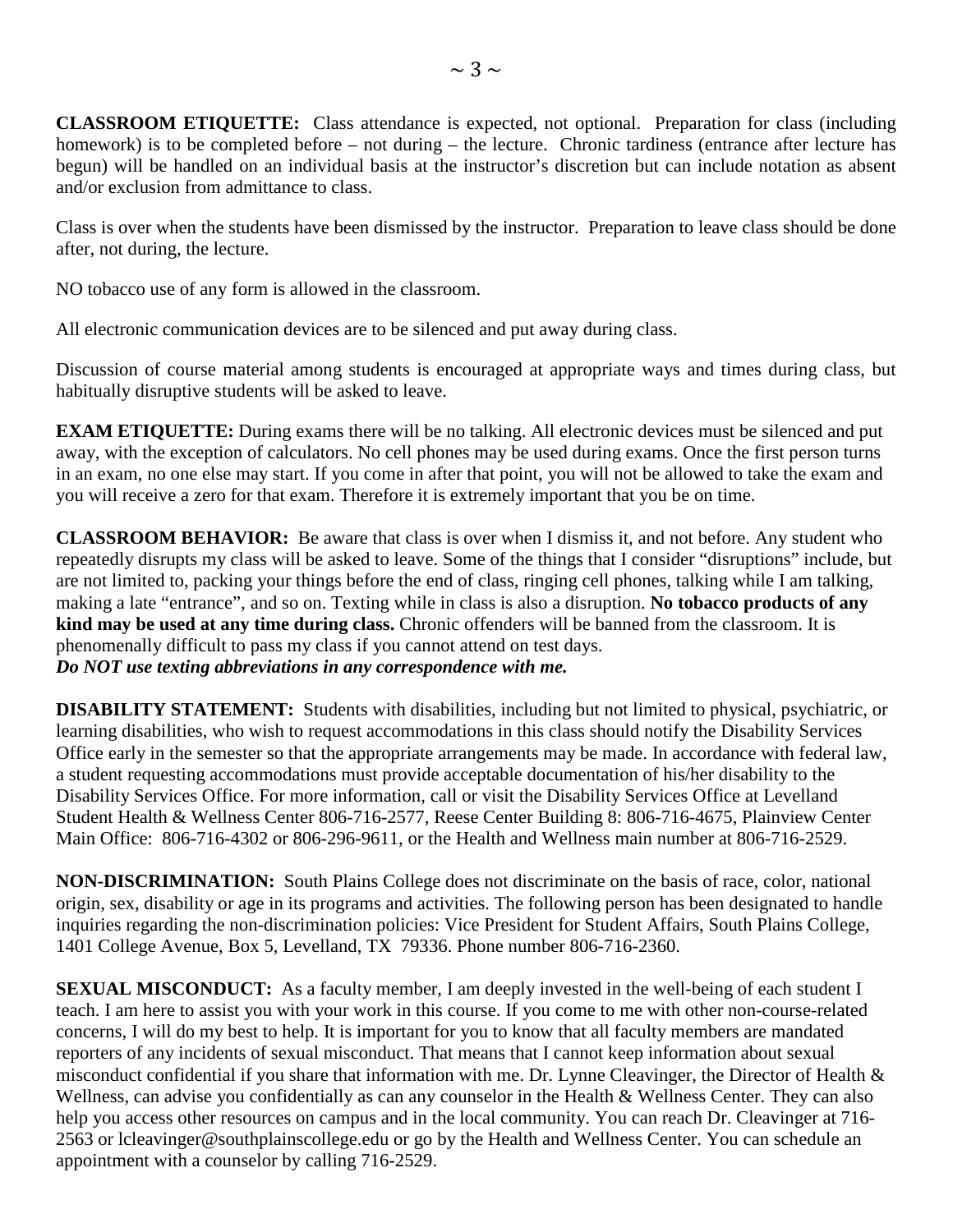**CLASSROOM ETIQUETTE:** Class attendance is expected, not optional. Preparation for class (including homework) is to be completed before – not during – the lecture. Chronic tardiness (entrance after lecture has begun) will be handled on an individual basis at the instructor's discretion but can include notation as absent and/or exclusion from admittance to class.

Class is over when the students have been dismissed by the instructor. Preparation to leave class should be done after, not during, the lecture.

NO tobacco use of any form is allowed in the classroom.

All electronic communication devices are to be silenced and put away during class.

Discussion of course material among students is encouraged at appropriate ways and times during class, but habitually disruptive students will be asked to leave.

**EXAM ETIQUETTE:** During exams there will be no talking. All electronic devices must be silenced and put away, with the exception of calculators. No cell phones may be used during exams. Once the first person turns in an exam, no one else may start. If you come in after that point, you will not be allowed to take the exam and you will receive a zero for that exam. Therefore it is extremely important that you be on time.

**CLASSROOM BEHAVIOR:** Be aware that class is over when I dismiss it, and not before. Any student who repeatedly disrupts my class will be asked to leave. Some of the things that I consider "disruptions" include, but are not limited to, packing your things before the end of class, ringing cell phones, talking while I am talking, making a late "entrance", and so on. Texting while in class is also a disruption. **No tobacco products of any kind may be used at any time during class.** Chronic offenders will be banned from the classroom. It is phenomenally difficult to pass my class if you cannot attend on test days.
***Do NOT use texting abbreviations in any correspondence with me.***

**DISABILITY STATEMENT:** Students with disabilities, including but not limited to physical, psychiatric, or learning disabilities, who wish to request accommodations in this class should notify the Disability Services Office early in the semester so that the appropriate arrangements may be made. In accordance with federal law, a student requesting accommodations must provide acceptable documentation of his/her disability to the Disability Services Office. For more information, call or visit the Disability Services Office at Levelland Student Health & Wellness Center 806-716-2577, Reese Center Building 8: 806-716-4675, Plainview Center Main Office: 806-716-4302 or 806-296-9611, or the Health and Wellness main number at 806-716-2529.

**NON-DISCRIMINATION:** South Plains College does not discriminate on the basis of race, color, national origin, sex, disability or age in its programs and activities. The following person has been designated to handle inquiries regarding the non-discrimination policies: Vice President for Student Affairs, South Plains College, 1401 College Avenue, Box 5, Levelland, TX 79336. Phone number 806-716-2360.

**SEXUAL MISCONDUCT:** As a faculty member, I am deeply invested in the well-being of each student I teach. I am here to assist you with your work in this course. If you come to me with other non-course-related concerns, I will do my best to help. It is important for you to know that all faculty members are mandated reporters of any incidents of sexual misconduct. That means that I cannot keep information about sexual misconduct confidential if you share that information with me. Dr. Lynne Cleavinger, the Director of Health & Wellness, can advise you confidentially as can any counselor in the Health & Wellness Center. They can also help you access other resources on campus and in the local community. You can reach Dr. Cleavinger at 716-2563 or lcleavinger@southplainscollege.edu or go by the Health and Wellness Center. You can schedule an appointment with a counselor by calling 716-2529.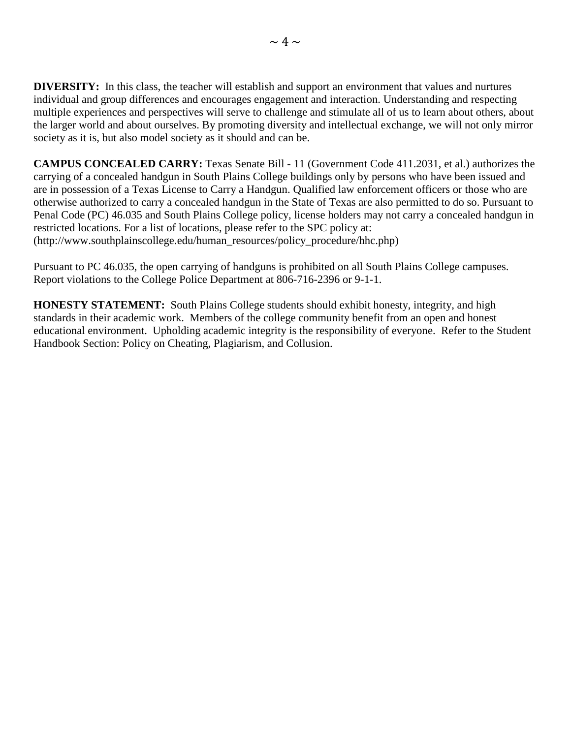**DIVERSITY:** In this class, the teacher will establish and support an environment that values and nurtures individual and group differences and encourages engagement and interaction. Understanding and respecting multiple experiences and perspectives will serve to challenge and stimulate all of us to learn about others, about the larger world and about ourselves. By promoting diversity and intellectual exchange, we will not only mirror society as it is, but also model society as it should and can be.

**CAMPUS CONCEALED CARRY:** Texas Senate Bill - 11 (Government Code 411.2031, et al.) authorizes the carrying of a concealed handgun in South Plains College buildings only by persons who have been issued and are in possession of a Texas License to Carry a Handgun. Qualified law enforcement officers or those who are otherwise authorized to carry a concealed handgun in the State of Texas are also permitted to do so. Pursuant to Penal Code (PC) 46.035 and South Plains College policy, license holders may not carry a concealed handgun in restricted locations. For a list of locations, please refer to the SPC policy at: (http://www.southplainscollege.edu/human_resources/policy_procedure/hhc.php)

Pursuant to PC 46.035, the open carrying of handguns is prohibited on all South Plains College campuses. Report violations to the College Police Department at 806-716-2396 or 9-1-1.

**HONESTY STATEMENT:** South Plains College students should exhibit honesty, integrity, and high standards in their academic work. Members of the college community benefit from an open and honest educational environment. Upholding academic integrity is the responsibility of everyone. Refer to the Student Handbook Section: Policy on Cheating, Plagiarism, and Collusion.